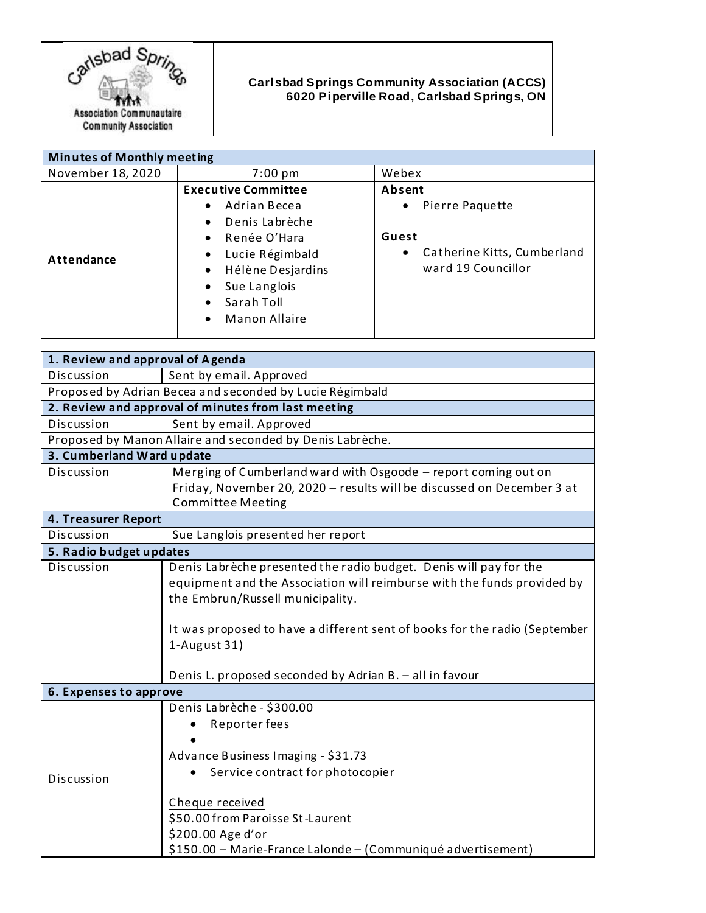**Carlsbad Springs Community Association (ACCS)**
**6020 Piperville Road, Carlsbad Springs, ON**

| Minutes of Monthly meeting | | |
|---|---|---|
| November 18, 2020 | 7:00 pm | Webex |
| **Attendance** | **Executive Committee**<br>• Adrian Becea<br>• Denis Labrèche<br>• Renée O'Hara<br>• Lucie Régimbald<br>• Hélène Desjardins<br>• Sue Langlois<br>• Sarah Toll<br>• Manon Allaire | **Absent**<br>• Pierre Paquette<br><br>**Guest**<br>• Catherine Kitts, Cumberland ward 19 Councillor |

| **1. Review and approval of Agenda** | |
|---|---|
| Discussion | Sent by email. Approved |
| Proposed by Adrian Becea and seconded by Lucie Régimbald | |
| **2. Review and approval of minutes from last meeting** | |
| Discussion | Sent by email. Approved |
| Proposed by Manon Allaire and seconded by Denis Labrèche. | |
| **3. Cumberland Ward update** | |
| Discussion | Merging of Cumberland ward with Osgoode – report coming out on Friday, November 20, 2020 – results will be discussed on December 3 at Committee Meeting |
| **4. Treasurer Report** | |
| Discussion | Sue Langlois presented her report |
| **5. Radio budget updates** | |
| Discussion | Denis Labrèche presented the radio budget. Denis will pay for the equipment and the Association will reimburse with the funds provided by the Embrun/Russell municipality.<br><br>It was proposed to have a different sent of books for the radio (September 1-August 31)<br><br>Denis L. proposed seconded by Adrian B. – all in favour |
| **6. Expenses to approve** | |
| Discussion | Denis Labrèche - $300.00<br>• Reporter fees<br>•<br><br>Advance Business Imaging - $31.73<br>• Service contract for photocopier<br><br>Cheque received<br>$50.00 from Paroisse St-Laurent<br>$200.00 Age d'or<br>$150.00 – Marie-France Lalonde – (Communiqué advertisement) |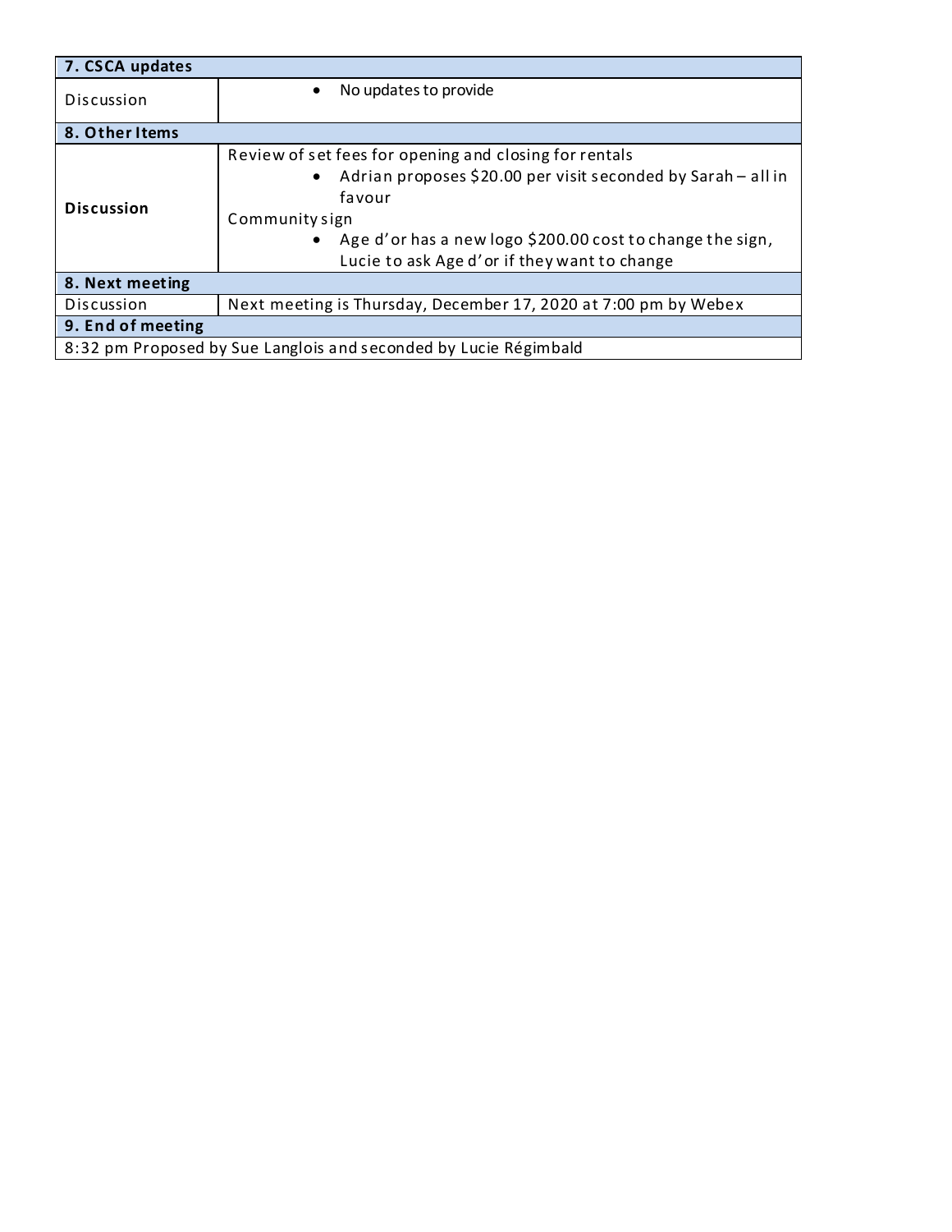| 7. CSCA updates | |
|---|---|
| Discussion | • No updates to provide |
| **8. Other Items** | |
| **Discussion** | Review of set fees for opening and closing for rentals<br>• Adrian proposes $20.00 per visit seconded by Sarah – all in favour<br>Community sign<br>• Age d'or has a new logo $200.00 cost to change the sign, Lucie to ask Age d'or if they want to change |
| **8. Next meeting** | |
| Discussion | Next meeting is Thursday, December 17, 2020 at 7:00 pm by Webex |
| **9. End of meeting** | |
| 8:32 pm Proposed by Sue Langlois and seconded by Lucie Régimbald | |